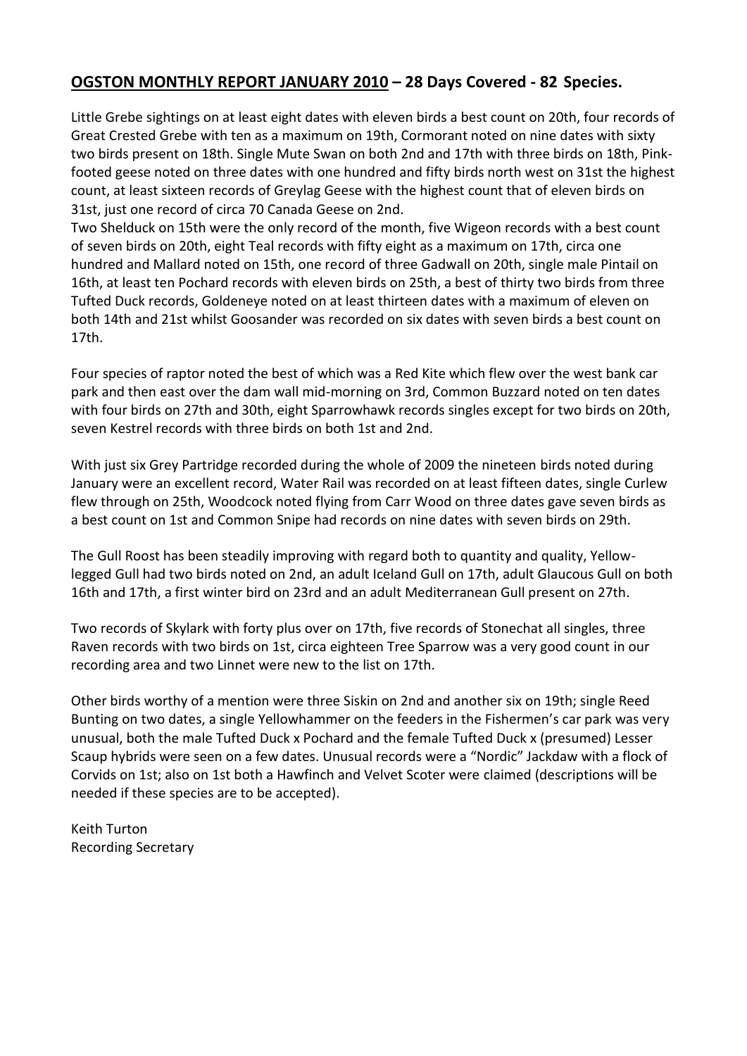## **OGSTON MONTHLY REPORT JANUARY 2010 – 28 Days Covered - 82 Species.**

Little Grebe sightings on at least eight dates with eleven birds a best count on 20th, four records of Great Crested Grebe with ten as a maximum on 19th, Cormorant noted on nine dates with sixty two birds present on 18th. Single Mute Swan on both 2nd and 17th with three birds on 18th, Pink-footed geese noted on three dates with one hundred and fifty birds north west on 31st the highest count, at least sixteen records of Greylag Geese with the highest count that of eleven birds on 31st, just one record of circa 70 Canada Geese on 2nd.
Two Shelduck on 15th were the only record of the month, five Wigeon records with a best count of seven birds on 20th, eight Teal records with fifty eight as a maximum on 17th, circa one hundred and Mallard noted on 15th, one record of three Gadwall on 20th, single male Pintail on 16th, at least ten Pochard records with eleven birds on 25th, a best of thirty two birds from three Tufted Duck records, Goldeneye noted on at least thirteen dates with a maximum of eleven on both 14th and 21st whilst Goosander was recorded on six dates with seven birds a best count on 17th.

Four species of raptor noted the best of which was a Red Kite which flew over the west bank car park and then east over the dam wall mid-morning on 3rd, Common Buzzard noted on ten dates with four birds on 27th and 30th, eight Sparrowhawk records singles except for two birds on 20th, seven Kestrel records with three birds on both 1st and 2nd.

With just six Grey Partridge recorded during the whole of 2009 the nineteen birds noted during January were an excellent record, Water Rail was recorded on at least fifteen dates, single Curlew flew through on 25th, Woodcock noted flying from Carr Wood on three dates gave seven birds as a best count on 1st and Common Snipe had records on nine dates with seven birds on 29th.

The Gull Roost has been steadily improving with regard both to quantity and quality, Yellow-legged Gull had two birds noted on 2nd, an adult Iceland Gull on 17th, adult Glaucous Gull on both 16th and 17th, a first winter bird on 23rd and an adult Mediterranean Gull present on 27th.

Two records of Skylark with forty plus over on 17th, five records of Stonechat all singles, three Raven records with two birds on 1st, circa eighteen Tree Sparrow was a very good count in our recording area and two Linnet were new to the list on 17th.

Other birds worthy of a mention were three Siskin on 2nd and another six on 19th; single Reed Bunting on two dates, a single Yellowhammer on the feeders in the Fishermen's car park was very unusual, both the male Tufted Duck x Pochard and the female Tufted Duck x (presumed) Lesser Scaup hybrids were seen on a few dates. Unusual records were a "Nordic" Jackdaw with a flock of Corvids on 1st; also on 1st both a Hawfinch and Velvet Scoter were claimed (descriptions will be needed if these species are to be accepted).

Keith Turton
Recording Secretary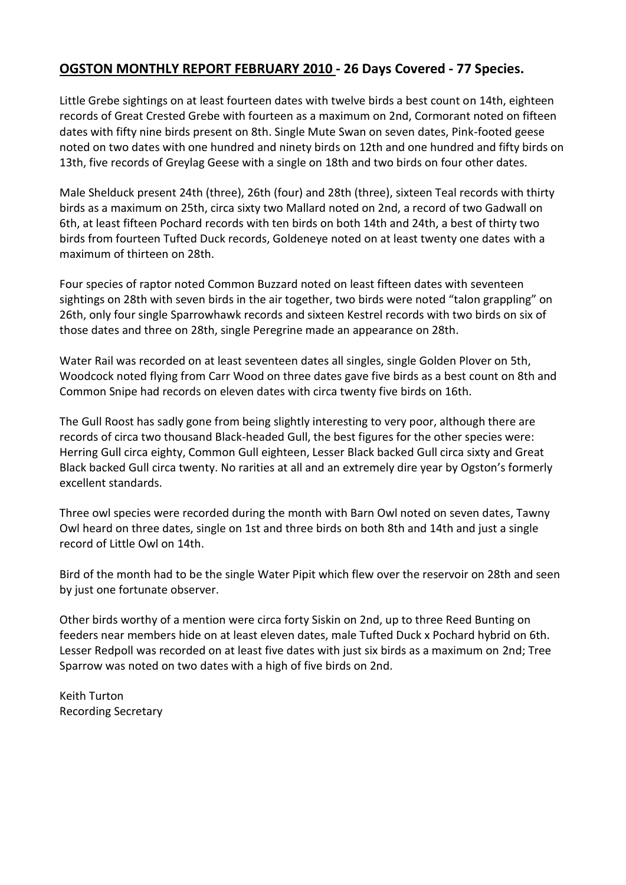## OGSTON MONTHLY REPORT FEBRUARY 2010 - 26 Days Covered - 77 Species.

Little Grebe sightings on at least fourteen dates with twelve birds a best count on 14th, eighteen records of Great Crested Grebe with fourteen as a maximum on 2nd, Cormorant noted on fifteen dates with fifty nine birds present on 8th. Single Mute Swan on seven dates, Pink-footed geese noted on two dates with one hundred and ninety birds on 12th and one hundred and fifty birds on 13th, five records of Greylag Geese with a single on 18th and two birds on four other dates.

Male Shelduck present 24th (three), 26th (four) and 28th (three), sixteen Teal records with thirty birds as a maximum on 25th, circa sixty two Mallard noted on 2nd, a record of two Gadwall on 6th, at least fifteen Pochard records with ten birds on both 14th and 24th, a best of thirty two birds from fourteen Tufted Duck records, Goldeneye noted on at least twenty one dates with a maximum of thirteen on 28th.

Four species of raptor noted Common Buzzard noted on least fifteen dates with seventeen sightings on 28th with seven birds in the air together, two birds were noted "talon grappling" on 26th, only four single Sparrowhawk records and sixteen Kestrel records with two birds on six of those dates and three on 28th, single Peregrine made an appearance on 28th.

Water Rail was recorded on at least seventeen dates all singles, single Golden Plover on 5th, Woodcock noted flying from Carr Wood on three dates gave five birds as a best count on 8th and Common Snipe had records on eleven dates with circa twenty five birds on 16th.

The Gull Roost has sadly gone from being slightly interesting to very poor, although there are records of circa two thousand Black-headed Gull, the best figures for the other species were: Herring Gull circa eighty, Common Gull eighteen, Lesser Black backed Gull circa sixty and Great Black backed Gull circa twenty. No rarities at all and an extremely dire year by Ogston's formerly excellent standards.

Three owl species were recorded during the month with Barn Owl noted on seven dates, Tawny Owl heard on three dates, single on 1st and three birds on both 8th and 14th and just a single record of Little Owl on 14th.

Bird of the month had to be the single Water Pipit which flew over the reservoir on 28th and seen by just one fortunate observer.

Other birds worthy of a mention were circa forty Siskin on 2nd, up to three Reed Bunting on feeders near members hide on at least eleven dates, male Tufted Duck x Pochard hybrid on 6th. Lesser Redpoll was recorded on at least five dates with just six birds as a maximum on 2nd; Tree Sparrow was noted on two dates with a high of five birds on 2nd.

Keith Turton
Recording Secretary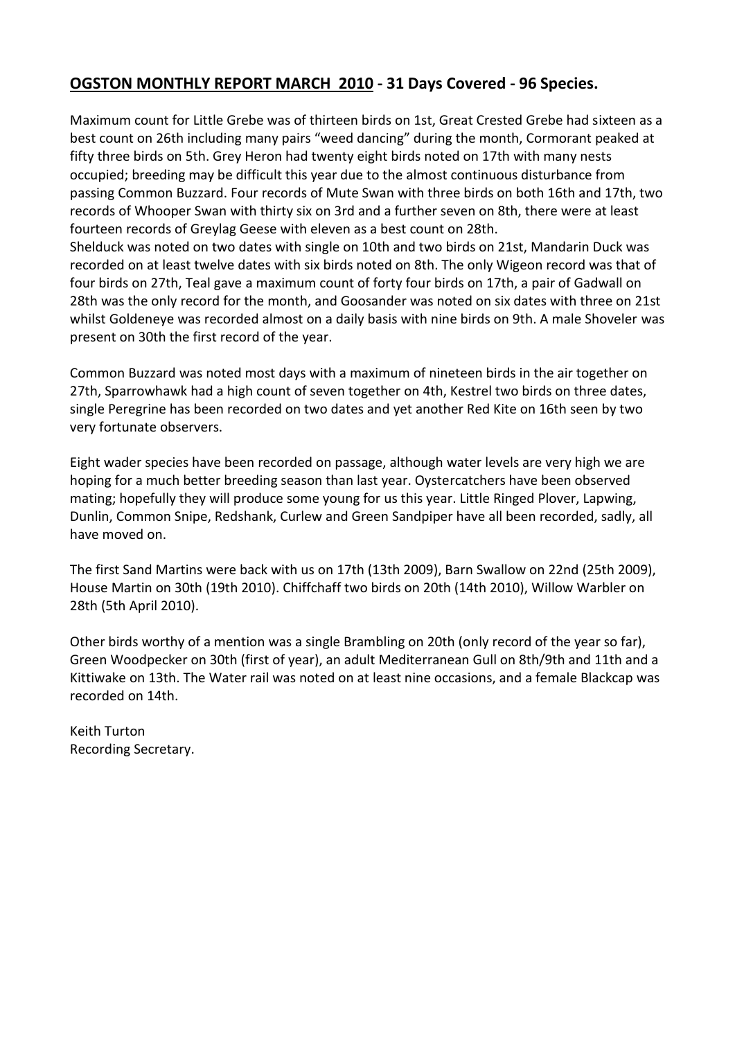## **<u>OGSTON MONTHLY REPORT MARCH 2010</u> - 31 Days Covered - 96 Species.**

Maximum count for Little Grebe was of thirteen birds on 1st, Great Crested Grebe had sixteen as a best count on 26th including many pairs "weed dancing" during the month, Cormorant peaked at fifty three birds on 5th. Grey Heron had twenty eight birds noted on 17th with many nests occupied; breeding may be difficult this year due to the almost continuous disturbance from passing Common Buzzard. Four records of Mute Swan with three birds on both 16th and 17th, two records of Whooper Swan with thirty six on 3rd and a further seven on 8th, there were at least fourteen records of Greylag Geese with eleven as a best count on 28th.
Shelduck was noted on two dates with single on 10th and two birds on 21st, Mandarin Duck was recorded on at least twelve dates with six birds noted on 8th. The only Wigeon record was that of four birds on 27th, Teal gave a maximum count of forty four birds on 17th, a pair of Gadwall on 28th was the only record for the month, and Goosander was noted on six dates with three on 21st whilst Goldeneye was recorded almost on a daily basis with nine birds on 9th. A male Shoveler was present on 30th the first record of the year.

Common Buzzard was noted most days with a maximum of nineteen birds in the air together on 27th, Sparrowhawk had a high count of seven together on 4th, Kestrel two birds on three dates, single Peregrine has been recorded on two dates and yet another Red Kite on 16th seen by two very fortunate observers.

Eight wader species have been recorded on passage, although water levels are very high we are hoping for a much better breeding season than last year. Oystercatchers have been observed mating; hopefully they will produce some young for us this year. Little Ringed Plover, Lapwing, Dunlin, Common Snipe, Redshank, Curlew and Green Sandpiper have all been recorded, sadly, all have moved on.

The first Sand Martins were back with us on 17th (13th 2009), Barn Swallow on 22nd (25th 2009), House Martin on 30th (19th 2010). Chiffchaff two birds on 20th (14th 2010), Willow Warbler on 28th (5th April 2010).

Other birds worthy of a mention was a single Brambling on 20th (only record of the year so far), Green Woodpecker on 30th (first of year), an adult Mediterranean Gull on 8th/9th and 11th and a Kittiwake on 13th. The Water rail was noted on at least nine occasions, and a female Blackcap was recorded on 14th.

Keith Turton
Recording Secretary.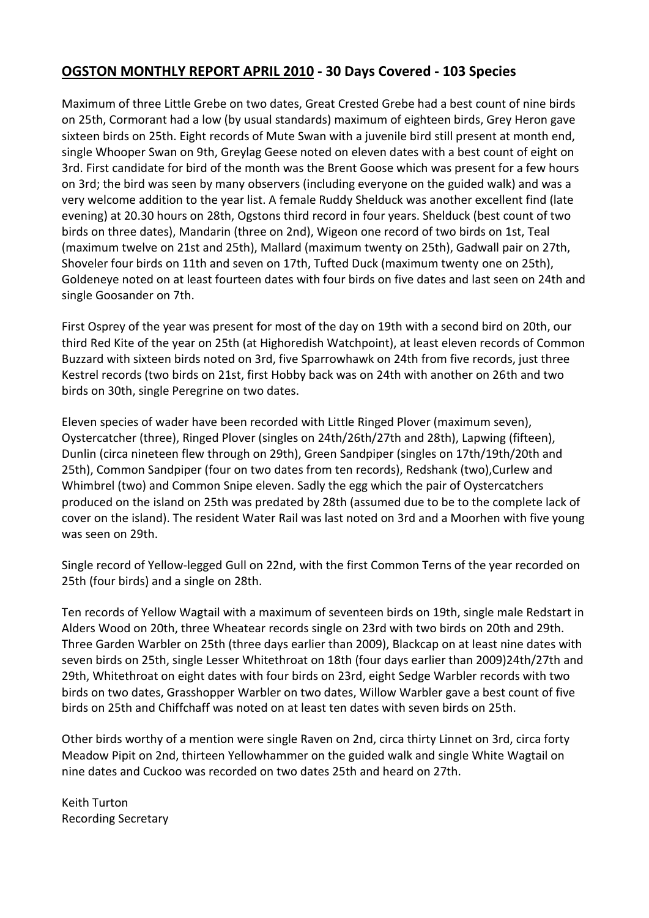## **OGSTON MONTHLY REPORT APRIL 2010 - 30 Days Covered - 103 Species**

Maximum of three Little Grebe on two dates, Great Crested Grebe had a best count of nine birds on 25th, Cormorant had a low (by usual standards) maximum of eighteen birds, Grey Heron gave sixteen birds on 25th. Eight records of Mute Swan with a juvenile bird still present at month end, single Whooper Swan on 9th, Greylag Geese noted on eleven dates with a best count of eight on 3rd. First candidate for bird of the month was the Brent Goose which was present for a few hours on 3rd; the bird was seen by many observers (including everyone on the guided walk) and was a very welcome addition to the year list. A female Ruddy Shelduck was another excellent find (late evening) at 20.30 hours on 28th, Ogstons third record in four years. Shelduck (best count of two birds on three dates), Mandarin (three on 2nd), Wigeon one record of two birds on 1st, Teal (maximum twelve on 21st and 25th), Mallard (maximum twenty on 25th), Gadwall pair on 27th, Shoveler four birds on 11th and seven on 17th, Tufted Duck (maximum twenty one on 25th), Goldeneye noted on at least fourteen dates with four birds on five dates and last seen on 24th and single Goosander on 7th.

First Osprey of the year was present for most of the day on 19th with a second bird on 20th, our third Red Kite of the year on 25th (at Highoredish Watchpoint), at least eleven records of Common Buzzard with sixteen birds noted on 3rd, five Sparrowhawk on 24th from five records, just three Kestrel records (two birds on 21st, first Hobby back was on 24th with another on 26th and two birds on 30th, single Peregrine on two dates.

Eleven species of wader have been recorded with Little Ringed Plover (maximum seven), Oystercatcher (three), Ringed Plover (singles on 24th/26th/27th and 28th), Lapwing (fifteen), Dunlin (circa nineteen flew through on 29th), Green Sandpiper (singles on 17th/19th/20th and 25th), Common Sandpiper (four on two dates from ten records), Redshank (two),Curlew and Whimbrel (two) and Common Snipe eleven. Sadly the egg which the pair of Oystercatchers produced on the island on 25th was predated by 28th (assumed due to be to the complete lack of cover on the island). The resident Water Rail was last noted on 3rd and a Moorhen with five young was seen on 29th.

Single record of Yellow-legged Gull on 22nd, with the first Common Terns of the year recorded on 25th (four birds) and a single on 28th.

Ten records of Yellow Wagtail with a maximum of seventeen birds on 19th, single male Redstart in Alders Wood on 20th, three Wheatear records single on 23rd with two birds on 20th and 29th. Three Garden Warbler on 25th (three days earlier than 2009), Blackcap on at least nine dates with seven birds on 25th, single Lesser Whitethroat on 18th (four days earlier than 2009)24th/27th and 29th, Whitethroat on eight dates with four birds on 23rd, eight Sedge Warbler records with two birds on two dates, Grasshopper Warbler on two dates, Willow Warbler gave a best count of five birds on 25th and Chiffchaff was noted on at least ten dates with seven birds on 25th.

Other birds worthy of a mention were single Raven on 2nd, circa thirty Linnet on 3rd, circa forty Meadow Pipit on 2nd, thirteen Yellowhammer on the guided walk and single White Wagtail on nine dates and Cuckoo was recorded on two dates 25th and heard on 27th.

Keith Turton
Recording Secretary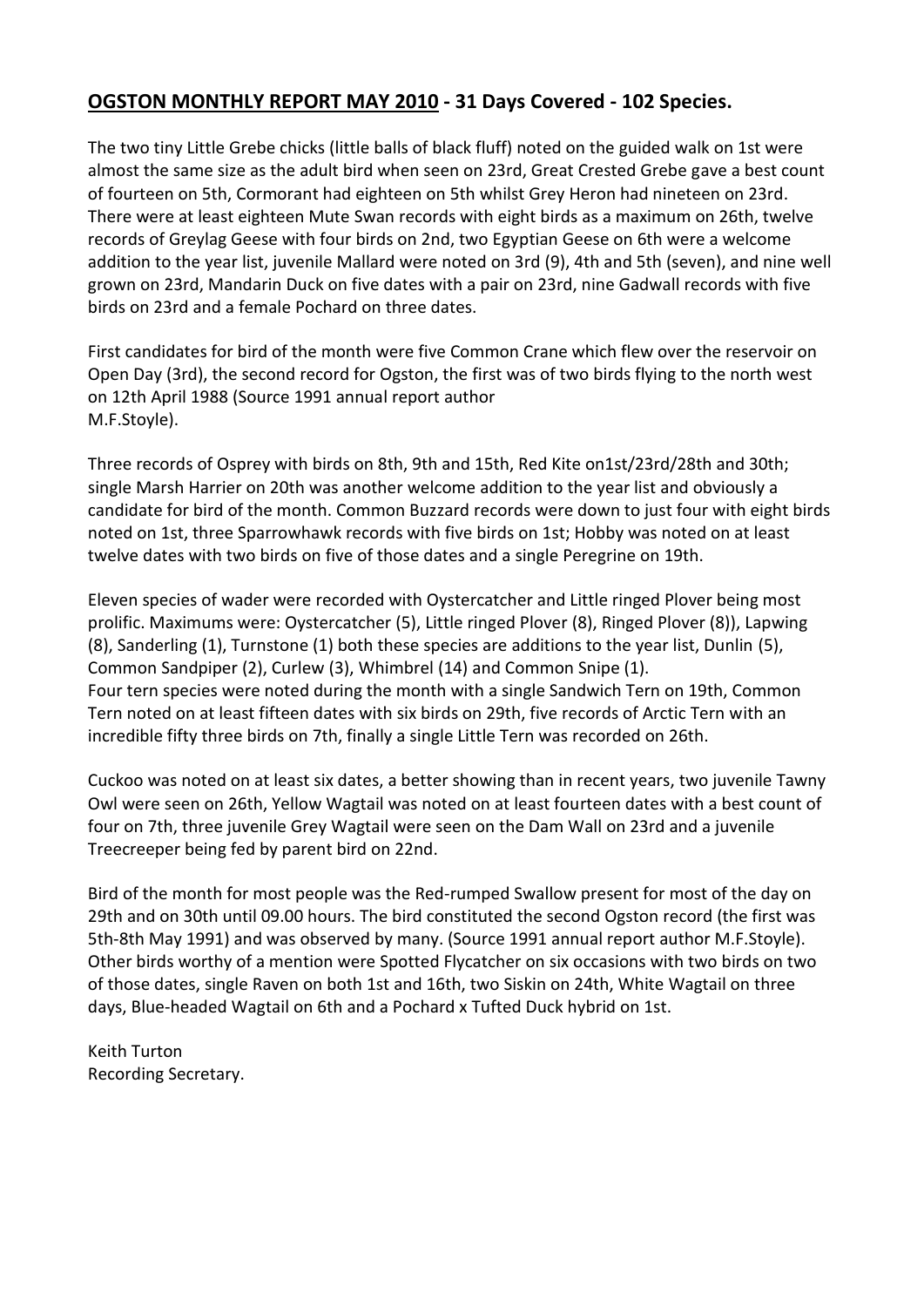## **OGSTON MONTHLY REPORT MAY 2010** - 31 Days Covered - 102 Species.

The two tiny Little Grebe chicks (little balls of black fluff) noted on the guided walk on 1st were almost the same size as the adult bird when seen on 23rd, Great Crested Grebe gave a best count of fourteen on 5th, Cormorant had eighteen on 5th whilst Grey Heron had nineteen on 23rd. There were at least eighteen Mute Swan records with eight birds as a maximum on 26th, twelve records of Greylag Geese with four birds on 2nd, two Egyptian Geese on 6th were a welcome addition to the year list, juvenile Mallard were noted on 3rd (9), 4th and 5th (seven), and nine well grown on 23rd, Mandarin Duck on five dates with a pair on 23rd, nine Gadwall records with five birds on 23rd and a female Pochard on three dates.

First candidates for bird of the month were five Common Crane which flew over the reservoir on Open Day (3rd), the second record for Ogston, the first was of two birds flying to the north west on 12th April 1988 (Source 1991 annual report author M.F.Stoyle).

Three records of Osprey with birds on 8th, 9th and 15th, Red Kite on1st/23rd/28th and 30th; single Marsh Harrier on 20th was another welcome addition to the year list and obviously a candidate for bird of the month. Common Buzzard records were down to just four with eight birds noted on 1st, three Sparrowhawk records with five birds on 1st; Hobby was noted on at least twelve dates with two birds on five of those dates and a single Peregrine on 19th.

Eleven species of wader were recorded with Oystercatcher and Little ringed Plover being most prolific. Maximums were: Oystercatcher (5), Little ringed Plover (8), Ringed Plover (8)), Lapwing (8), Sanderling (1), Turnstone (1) both these species are additions to the year list, Dunlin (5), Common Sandpiper (2), Curlew (3), Whimbrel (14) and Common Snipe (1).
Four tern species were noted during the month with a single Sandwich Tern on 19th, Common Tern noted on at least fifteen dates with six birds on 29th, five records of Arctic Tern with an incredible fifty three birds on 7th, finally a single Little Tern was recorded on 26th.

Cuckoo was noted on at least six dates, a better showing than in recent years, two juvenile Tawny Owl were seen on 26th, Yellow Wagtail was noted on at least fourteen dates with a best count of four on 7th, three juvenile Grey Wagtail were seen on the Dam Wall on 23rd and a juvenile Treecreeper being fed by parent bird on 22nd.

Bird of the month for most people was the Red-rumped Swallow present for most of the day on 29th and on 30th until 09.00 hours. The bird constituted the second Ogston record (the first was 5th-8th May 1991) and was observed by many. (Source 1991 annual report author M.F.Stoyle). Other birds worthy of a mention were Spotted Flycatcher on six occasions with two birds on two of those dates, single Raven on both 1st and 16th, two Siskin on 24th, White Wagtail on three days, Blue-headed Wagtail on 6th and a Pochard x Tufted Duck hybrid on 1st.

Keith Turton
Recording Secretary.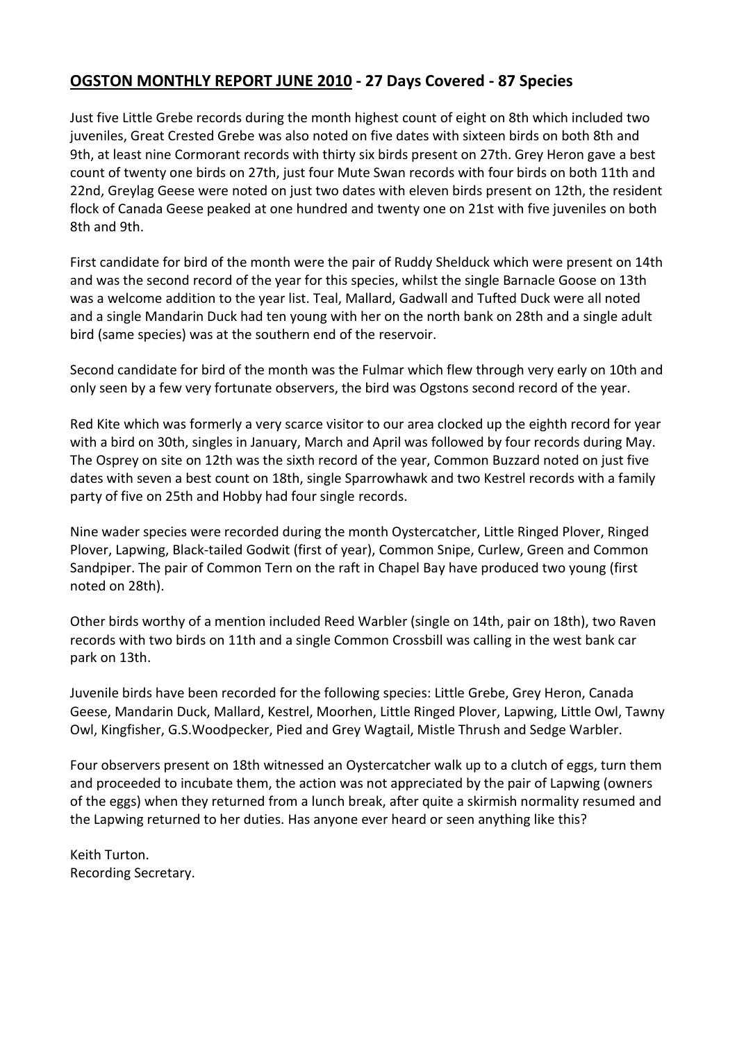## **<u>OGSTON MONTHLY REPORT JUNE 2010</u> - 27 Days Covered - 87 Species**

Just five Little Grebe records during the month highest count of eight on 8th which included two juveniles, Great Crested Grebe was also noted on five dates with sixteen birds on both 8th and 9th, at least nine Cormorant records with thirty six birds present on 27th. Grey Heron gave a best count of twenty one birds on 27th, just four Mute Swan records with four birds on both 11th and 22nd, Greylag Geese were noted on just two dates with eleven birds present on 12th, the resident flock of Canada Geese peaked at one hundred and twenty one on 21st with five juveniles on both 8th and 9th.

First candidate for bird of the month were the pair of Ruddy Shelduck which were present on 14th and was the second record of the year for this species, whilst the single Barnacle Goose on 13th was a welcome addition to the year list. Teal, Mallard, Gadwall and Tufted Duck were all noted and a single Mandarin Duck had ten young with her on the north bank on 28th and a single adult bird (same species) was at the southern end of the reservoir.

Second candidate for bird of the month was the Fulmar which flew through very early on 10th and only seen by a few very fortunate observers, the bird was Ogstons second record of the year.

Red Kite which was formerly a very scarce visitor to our area clocked up the eighth record for year with a bird on 30th, singles in January, March and April was followed by four records during May. The Osprey on site on 12th was the sixth record of the year, Common Buzzard noted on just five dates with seven a best count on 18th, single Sparrowhawk and two Kestrel records with a family party of five on 25th and Hobby had four single records.

Nine wader species were recorded during the month Oystercatcher, Little Ringed Plover, Ringed Plover, Lapwing, Black-tailed Godwit (first of year), Common Snipe, Curlew, Green and Common Sandpiper. The pair of Common Tern on the raft in Chapel Bay have produced two young (first noted on 28th).

Other birds worthy of a mention included Reed Warbler (single on 14th, pair on 18th), two Raven records with two birds on 11th and a single Common Crossbill was calling in the west bank car park on 13th.

Juvenile birds have been recorded for the following species: Little Grebe, Grey Heron, Canada Geese, Mandarin Duck, Mallard, Kestrel, Moorhen, Little Ringed Plover, Lapwing, Little Owl, Tawny Owl, Kingfisher, G.S.Woodpecker, Pied and Grey Wagtail, Mistle Thrush and Sedge Warbler.

Four observers present on 18th witnessed an Oystercatcher walk up to a clutch of eggs, turn them and proceeded to incubate them, the action was not appreciated by the pair of Lapwing (owners of the eggs) when they returned from a lunch break, after quite a skirmish normality resumed and the Lapwing returned to her duties. Has anyone ever heard or seen anything like this?

Keith Turton.
Recording Secretary.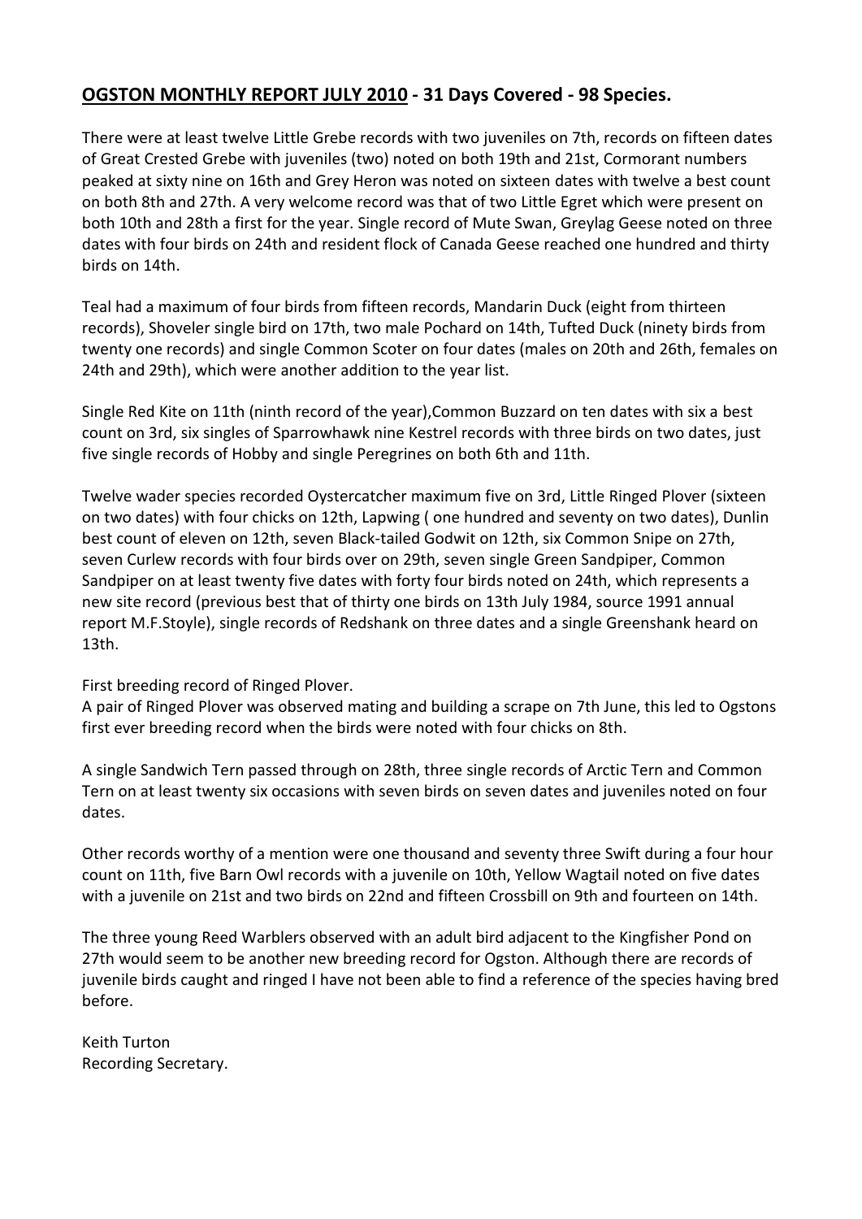## **OGSTON MONTHLY REPORT JULY 2010 - 31 Days Covered - 98 Species.**

There were at least twelve Little Grebe records with two juveniles on 7th, records on fifteen dates of Great Crested Grebe with juveniles (two) noted on both 19th and 21st, Cormorant numbers peaked at sixty nine on 16th and Grey Heron was noted on sixteen dates with twelve a best count on both 8th and 27th. A very welcome record was that of two Little Egret which were present on both 10th and 28th a first for the year. Single record of Mute Swan, Greylag Geese noted on three dates with four birds on 24th and resident flock of Canada Geese reached one hundred and thirty birds on 14th.

Teal had a maximum of four birds from fifteen records, Mandarin Duck (eight from thirteen records), Shoveler single bird on 17th, two male Pochard on 14th, Tufted Duck (ninety birds from twenty one records) and single Common Scoter on four dates (males on 20th and 26th, females on 24th and 29th), which were another addition to the year list.

Single Red Kite on 11th (ninth record of the year),Common Buzzard on ten dates with six a best count on 3rd, six singles of Sparrowhawk nine Kestrel records with three birds on two dates, just five single records of Hobby and single Peregrines on both 6th and 11th.

Twelve wader species recorded Oystercatcher maximum five on 3rd, Little Ringed Plover (sixteen on two dates) with four chicks on 12th, Lapwing ( one hundred and seventy on two dates), Dunlin best count of eleven on 12th, seven Black-tailed Godwit on 12th, six Common Snipe on 27th, seven Curlew records with four birds over on 29th, seven single Green Sandpiper, Common Sandpiper on at least twenty five dates with forty four birds noted on 24th, which represents a new site record (previous best that of thirty one birds on 13th July 1984, source 1991 annual report M.F.Stoyle), single records of Redshank on three dates and a single Greenshank heard on 13th.

First breeding record of Ringed Plover.
A pair of Ringed Plover was observed mating and building a scrape on 7th June, this led to Ogstons first ever breeding record when the birds were noted with four chicks on 8th.

A single Sandwich Tern passed through on 28th, three single records of Arctic Tern and Common Tern on at least twenty six occasions with seven birds on seven dates and juveniles noted on four dates.

Other records worthy of a mention were one thousand and seventy three Swift during a four hour count on 11th, five Barn Owl records with a juvenile on 10th, Yellow Wagtail noted on five dates with a juvenile on 21st and two birds on 22nd and fifteen Crossbill on 9th and fourteen on 14th.

The three young Reed Warblers observed with an adult bird adjacent to the Kingfisher Pond on 27th would seem to be another new breeding record for Ogston. Although there are records of juvenile birds caught and ringed I have not been able to find a reference of the species having bred before.

Keith Turton
Recording Secretary.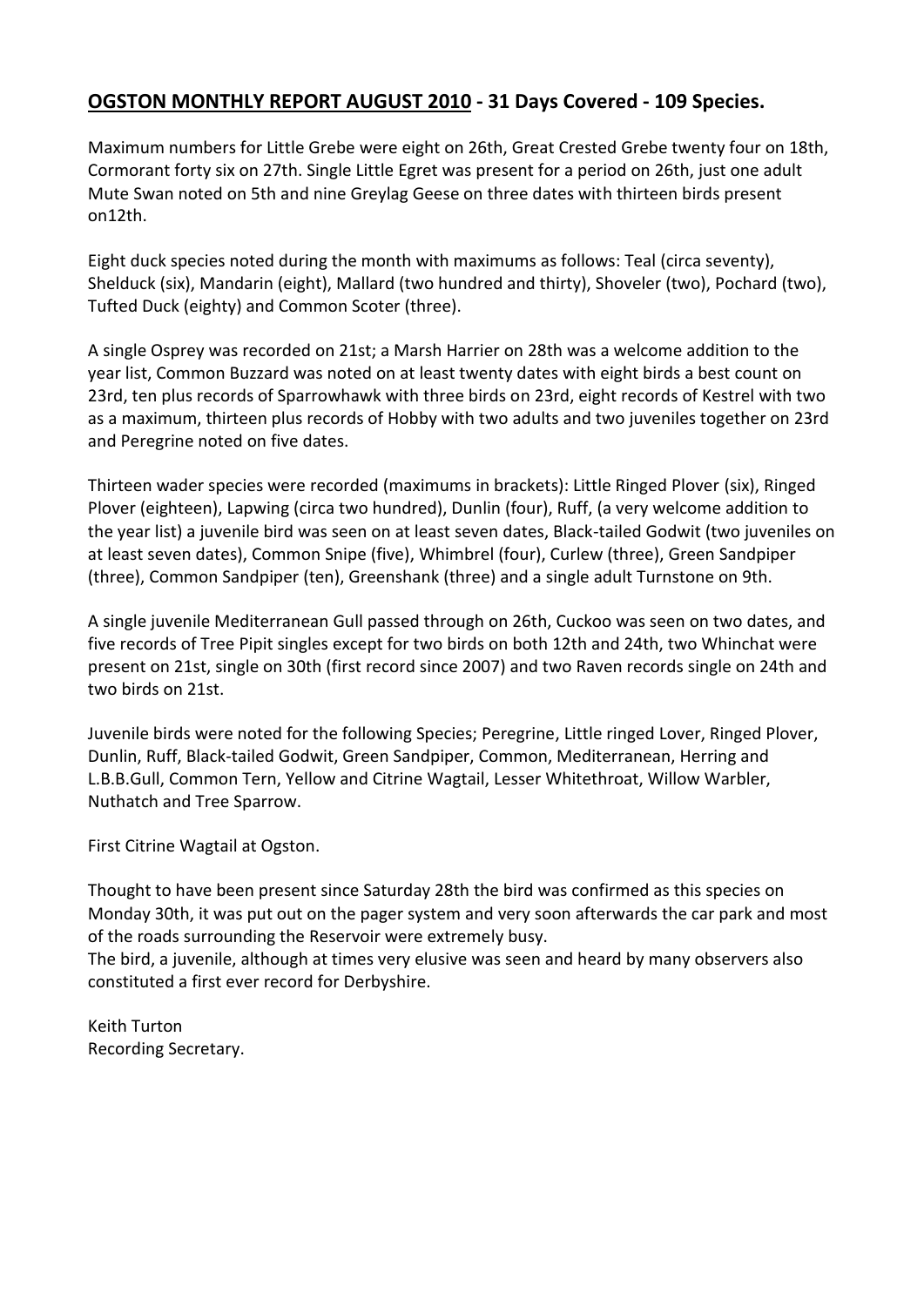## **OGSTON MONTHLY REPORT AUGUST 2010 - 31 Days Covered - 109 Species.**

Maximum numbers for Little Grebe were eight on 26th, Great Crested Grebe twenty four on 18th, Cormorant forty six on 27th. Single Little Egret was present for a period on 26th, just one adult Mute Swan noted on 5th and nine Greylag Geese on three dates with thirteen birds present on12th.

Eight duck species noted during the month with maximums as follows: Teal (circa seventy), Shelduck (six), Mandarin (eight), Mallard (two hundred and thirty), Shoveler (two), Pochard (two), Tufted Duck (eighty) and Common Scoter (three).

A single Osprey was recorded on 21st; a Marsh Harrier on 28th was a welcome addition to the year list, Common Buzzard was noted on at least twenty dates with eight birds a best count on 23rd, ten plus records of Sparrowhawk with three birds on 23rd, eight records of Kestrel with two as a maximum, thirteen plus records of Hobby with two adults and two juveniles together on 23rd and Peregrine noted on five dates.

Thirteen wader species were recorded (maximums in brackets): Little Ringed Plover (six), Ringed Plover (eighteen), Lapwing (circa two hundred), Dunlin (four), Ruff, (a very welcome addition to the year list) a juvenile bird was seen on at least seven dates, Black-tailed Godwit (two juveniles on at least seven dates), Common Snipe (five), Whimbrel (four), Curlew (three), Green Sandpiper (three), Common Sandpiper (ten), Greenshank (three) and a single adult Turnstone on 9th.

A single juvenile Mediterranean Gull passed through on 26th, Cuckoo was seen on two dates, and five records of Tree Pipit singles except for two birds on both 12th and 24th, two Whinchat were present on 21st, single on 30th (first record since 2007) and two Raven records single on 24th and two birds on 21st.

Juvenile birds were noted for the following Species; Peregrine, Little ringed Lover, Ringed Plover, Dunlin, Ruff, Black-tailed Godwit, Green Sandpiper, Common, Mediterranean, Herring and L.B.B.Gull, Common Tern, Yellow and Citrine Wagtail, Lesser Whitethroat, Willow Warbler, Nuthatch and Tree Sparrow.

First Citrine Wagtail at Ogston.

Thought to have been present since Saturday 28th the bird was confirmed as this species on Monday 30th, it was put out on the pager system and very soon afterwards the car park and most of the roads surrounding the Reservoir were extremely busy.
The bird, a juvenile, although at times very elusive was seen and heard by many observers also constituted a first ever record for Derbyshire.

Keith Turton
Recording Secretary.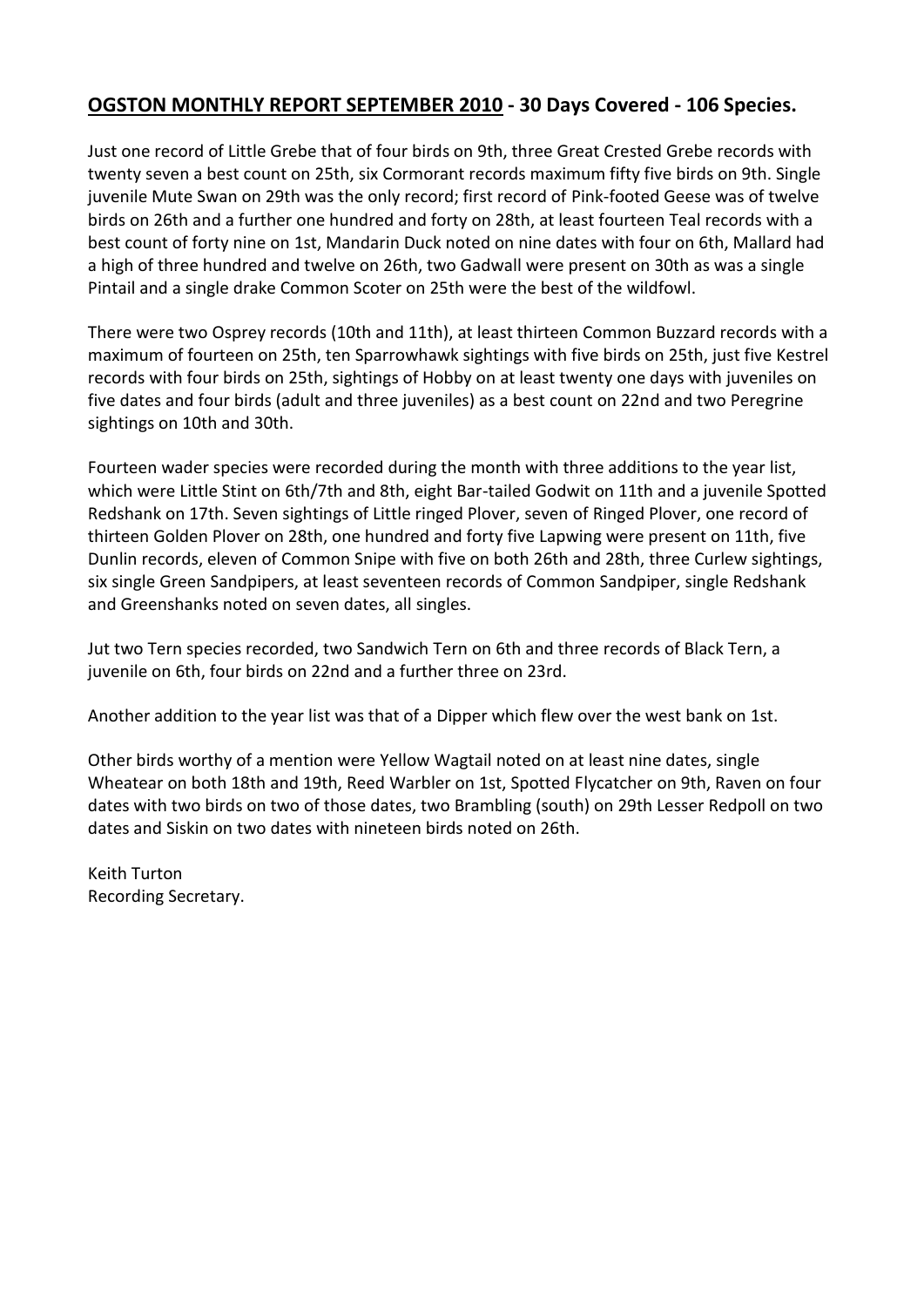## <u>OGSTON MONTHLY REPORT SEPTEMBER 2010</u> - 30 Days Covered - 106 Species.

Just one record of Little Grebe that of four birds on 9th, three Great Crested Grebe records with twenty seven a best count on 25th, six Cormorant records maximum fifty five birds on 9th. Single juvenile Mute Swan on 29th was the only record; first record of Pink-footed Geese was of twelve birds on 26th and a further one hundred and forty on 28th, at least fourteen Teal records with a best count of forty nine on 1st, Mandarin Duck noted on nine dates with four on 6th, Mallard had a high of three hundred and twelve on 26th, two Gadwall were present on 30th as was a single Pintail and a single drake Common Scoter on 25th were the best of the wildfowl.

There were two Osprey records (10th and 11th), at least thirteen Common Buzzard records with a maximum of fourteen on 25th, ten Sparrowhawk sightings with five birds on 25th, just five Kestrel records with four birds on 25th, sightings of Hobby on at least twenty one days with juveniles on five dates and four birds (adult and three juveniles) as a best count on 22nd and two Peregrine sightings on 10th and 30th.

Fourteen wader species were recorded during the month with three additions to the year list, which were Little Stint on 6th/7th and 8th, eight Bar-tailed Godwit on 11th and a juvenile Spotted Redshank on 17th. Seven sightings of Little ringed Plover, seven of Ringed Plover, one record of thirteen Golden Plover on 28th, one hundred and forty five Lapwing were present on 11th, five Dunlin records, eleven of Common Snipe with five on both 26th and 28th, three Curlew sightings, six single Green Sandpipers, at least seventeen records of Common Sandpiper, single Redshank and Greenshanks noted on seven dates, all singles.

Jut two Tern species recorded, two Sandwich Tern on 6th and three records of Black Tern, a juvenile on 6th, four birds on 22nd and a further three on 23rd.

Another addition to the year list was that of a Dipper which flew over the west bank on 1st.

Other birds worthy of a mention were Yellow Wagtail noted on at least nine dates, single Wheatear on both 18th and 19th, Reed Warbler on 1st, Spotted Flycatcher on 9th, Raven on four dates with two birds on two of those dates, two Brambling (south) on 29th Lesser Redpoll on two dates and Siskin on two dates with nineteen birds noted on 26th.

Keith Turton
Recording Secretary.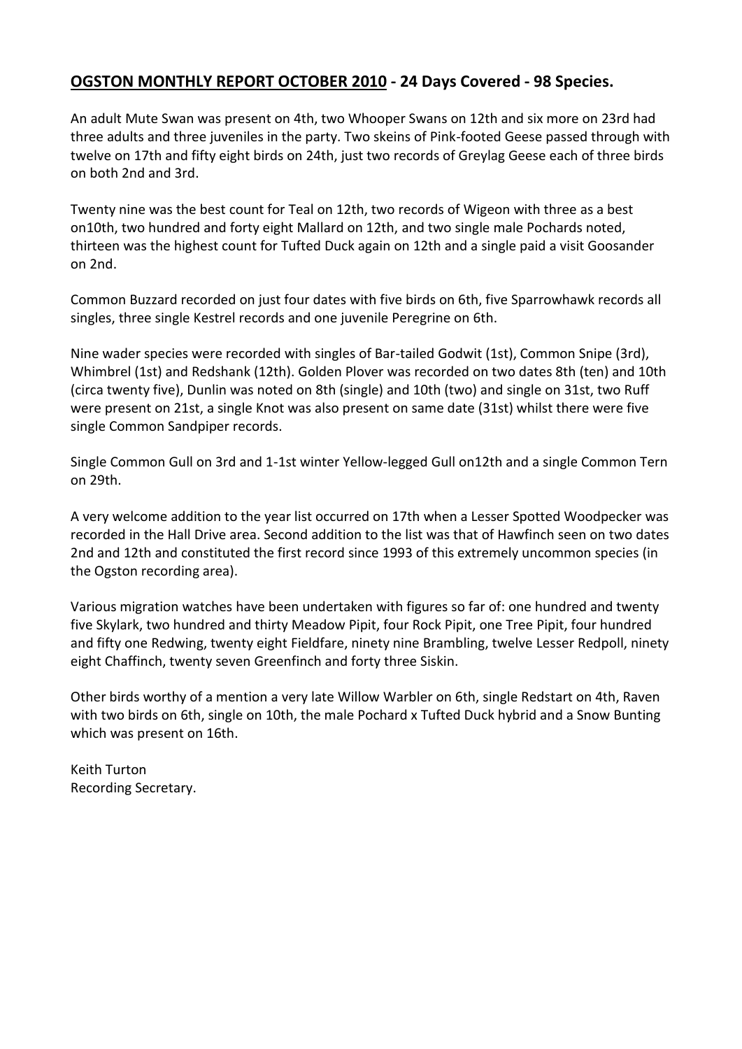**<u>OGSTON MONTHLY REPORT OCTOBER 2010</u> - 24 Days Covered - 98 Species.**

An adult Mute Swan was present on 4th, two Whooper Swans on 12th and six more on 23rd had three adults and three juveniles in the party. Two skeins of Pink-footed Geese passed through with twelve on 17th and fifty eight birds on 24th, just two records of Greylag Geese each of three birds on both 2nd and 3rd.

Twenty nine was the best count for Teal on 12th, two records of Wigeon with three as a best on10th, two hundred and forty eight Mallard on 12th, and two single male Pochards noted, thirteen was the highest count for Tufted Duck again on 12th and a single paid a visit Goosander on 2nd.

Common Buzzard recorded on just four dates with five birds on 6th, five Sparrowhawk records all singles, three single Kestrel records and one juvenile Peregrine on 6th.

Nine wader species were recorded with singles of Bar-tailed Godwit (1st), Common Snipe (3rd), Whimbrel (1st) and Redshank (12th). Golden Plover was recorded on two dates 8th (ten) and 10th (circa twenty five), Dunlin was noted on 8th (single) and 10th (two) and single on 31st, two Ruff were present on 21st, a single Knot was also present on same date (31st) whilst there were five single Common Sandpiper records.

Single Common Gull on 3rd and 1-1st winter Yellow-legged Gull on12th and a single Common Tern on 29th.

A very welcome addition to the year list occurred on 17th when a Lesser Spotted Woodpecker was recorded in the Hall Drive area. Second addition to the list was that of Hawfinch seen on two dates 2nd and 12th and constituted the first record since 1993 of this extremely uncommon species (in the Ogston recording area).

Various migration watches have been undertaken with figures so far of: one hundred and twenty five Skylark, two hundred and thirty Meadow Pipit, four Rock Pipit, one Tree Pipit, four hundred and fifty one Redwing, twenty eight Fieldfare, ninety nine Brambling, twelve Lesser Redpoll, ninety eight Chaffinch, twenty seven Greenfinch and forty three Siskin.

Other birds worthy of a mention a very late Willow Warbler on 6th, single Redstart on 4th, Raven with two birds on 6th, single on 10th, the male Pochard x Tufted Duck hybrid and a Snow Bunting which was present on 16th.

Keith Turton
Recording Secretary.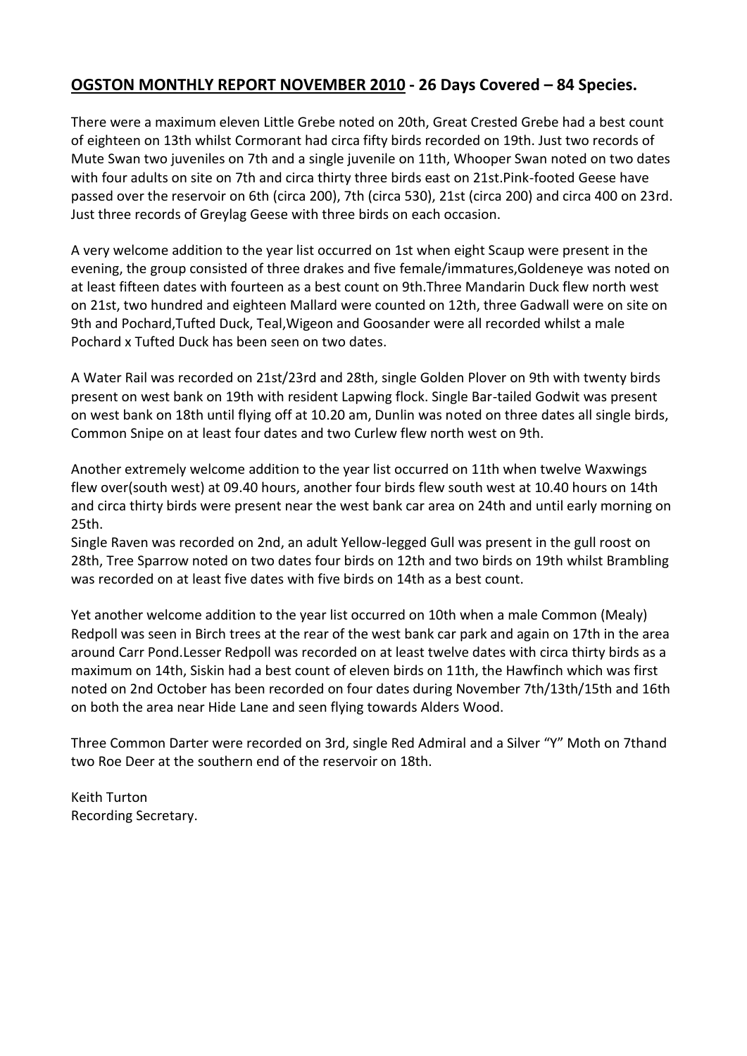## **OGSTON MONTHLY REPORT NOVEMBER 2010 - 26 Days Covered – 84 Species.**

There were a maximum eleven Little Grebe noted on 20th, Great Crested Grebe had a best count of eighteen on 13th whilst Cormorant had circa fifty birds recorded on 19th. Just two records of Mute Swan two juveniles on 7th and a single juvenile on 11th, Whooper Swan noted on two dates with four adults on site on 7th and circa thirty three birds east on 21st.Pink-footed Geese have passed over the reservoir on 6th (circa 200), 7th (circa 530), 21st (circa 200) and circa 400 on 23rd. Just three records of Greylag Geese with three birds on each occasion.

A very welcome addition to the year list occurred on 1st when eight Scaup were present in the evening, the group consisted of three drakes and five female/immatures,Goldeneye was noted on at least fifteen dates with fourteen as a best count on 9th.Three Mandarin Duck flew north west on 21st, two hundred and eighteen Mallard were counted on 12th, three Gadwall were on site on 9th and Pochard,Tufted Duck, Teal,Wigeon and Goosander were all recorded whilst a male Pochard x Tufted Duck has been seen on two dates.

A Water Rail was recorded on 21st/23rd and 28th, single Golden Plover on 9th with twenty birds present on west bank on 19th with resident Lapwing flock. Single Bar-tailed Godwit was present on west bank on 18th until flying off at 10.20 am, Dunlin was noted on three dates all single birds, Common Snipe on at least four dates and two Curlew flew north west on 9th.

Another extremely welcome addition to the year list occurred on 11th when twelve Waxwings flew over(south west) at 09.40 hours, another four birds flew south west at 10.40 hours on 14th and circa thirty birds were present near the west bank car area on 24th and until early morning on 25th.
Single Raven was recorded on 2nd, an adult Yellow-legged Gull was present in the gull roost on 28th, Tree Sparrow noted on two dates four birds on 12th and two birds on 19th whilst Brambling was recorded on at least five dates with five birds on 14th as a best count.

Yet another welcome addition to the year list occurred on 10th when a male Common (Mealy) Redpoll was seen in Birch trees at the rear of the west bank car park and again on 17th in the area around Carr Pond.Lesser Redpoll was recorded on at least twelve dates with circa thirty birds as a maximum on 14th, Siskin had a best count of eleven birds on 11th, the Hawfinch which was first noted on 2nd October has been recorded on four dates during November 7th/13th/15th and 16th on both the area near Hide Lane and seen flying towards Alders Wood.

Three Common Darter were recorded on 3rd, single Red Admiral and a Silver "Y" Moth on 7thand two Roe Deer at the southern end of the reservoir on 18th.

Keith Turton
Recording Secretary.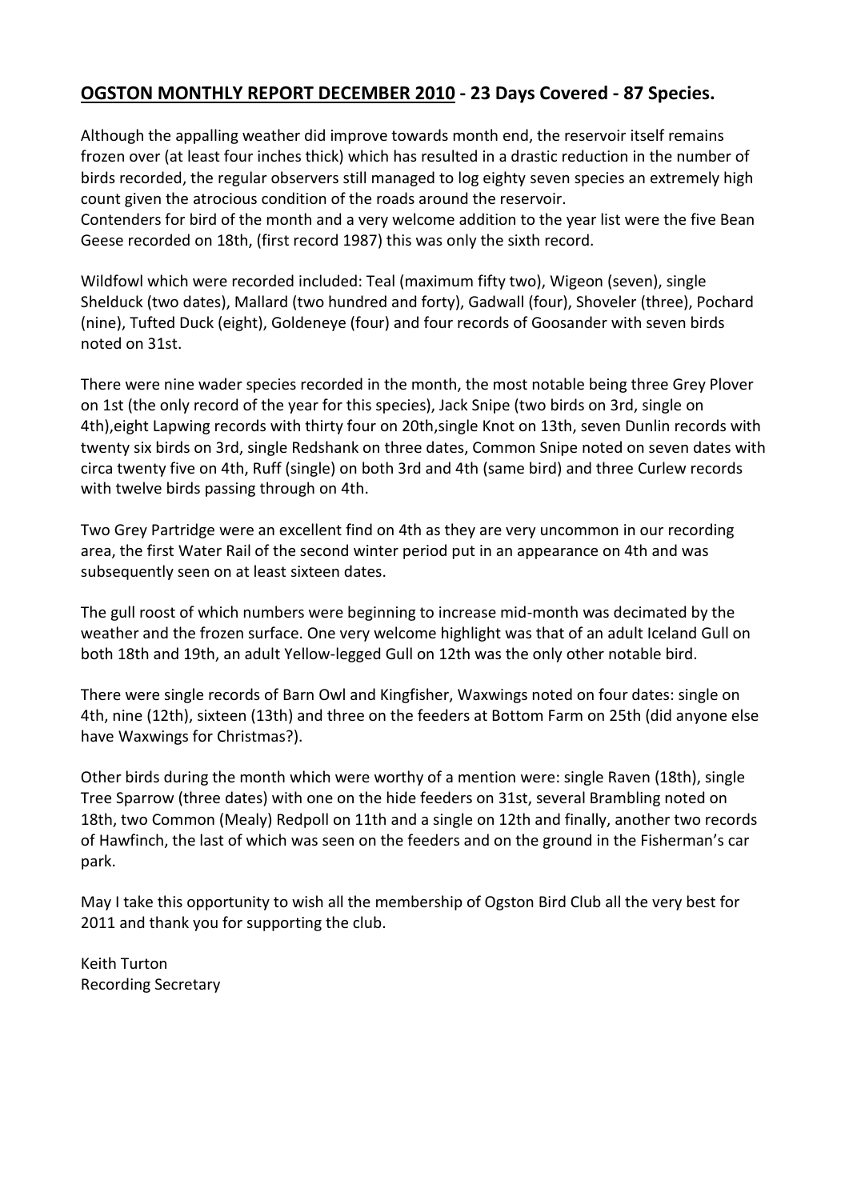**OGSTON MONTHLY REPORT DECEMBER 2010 - 23 Days Covered - 87 Species.**

Although the appalling weather did improve towards month end, the reservoir itself remains frozen over (at least four inches thick) which has resulted in a drastic reduction in the number of birds recorded, the regular observers still managed to log eighty seven species an extremely high count given the atrocious condition of the roads around the reservoir.
Contenders for bird of the month and a very welcome addition to the year list were the five Bean Geese recorded on 18th, (first record 1987) this was only the sixth record.

Wildfowl which were recorded included: Teal (maximum fifty two), Wigeon (seven), single Shelduck (two dates), Mallard (two hundred and forty), Gadwall (four), Shoveler (three), Pochard (nine), Tufted Duck (eight), Goldeneye (four) and four records of Goosander with seven birds noted on 31st.

There were nine wader species recorded in the month, the most notable being three Grey Plover on 1st (the only record of the year for this species), Jack Snipe (two birds on 3rd, single on 4th),eight Lapwing records with thirty four on 20th,single Knot on 13th, seven Dunlin records with twenty six birds on 3rd, single Redshank on three dates, Common Snipe noted on seven dates with circa twenty five on 4th, Ruff (single) on both 3rd and 4th (same bird) and three Curlew records with twelve birds passing through on 4th.

Two Grey Partridge were an excellent find on 4th as they are very uncommon in our recording area, the first Water Rail of the second winter period put in an appearance on 4th and was subsequently seen on at least sixteen dates.

The gull roost of which numbers were beginning to increase mid-month was decimated by the weather and the frozen surface. One very welcome highlight was that of an adult Iceland Gull on both 18th and 19th, an adult Yellow-legged Gull on 12th was the only other notable bird.

There were single records of Barn Owl and Kingfisher, Waxwings noted on four dates: single on 4th, nine (12th), sixteen (13th) and three on the feeders at Bottom Farm on 25th (did anyone else have Waxwings for Christmas?).

Other birds during the month which were worthy of a mention were: single Raven (18th), single Tree Sparrow (three dates) with one on the hide feeders on 31st, several Brambling noted on 18th, two Common (Mealy) Redpoll on 11th and a single on 12th and finally, another two records of Hawfinch, the last of which was seen on the feeders and on the ground in the Fisherman's car park.

May I take this opportunity to wish all the membership of Ogston Bird Club all the very best for 2011 and thank you for supporting the club.

Keith Turton
Recording Secretary